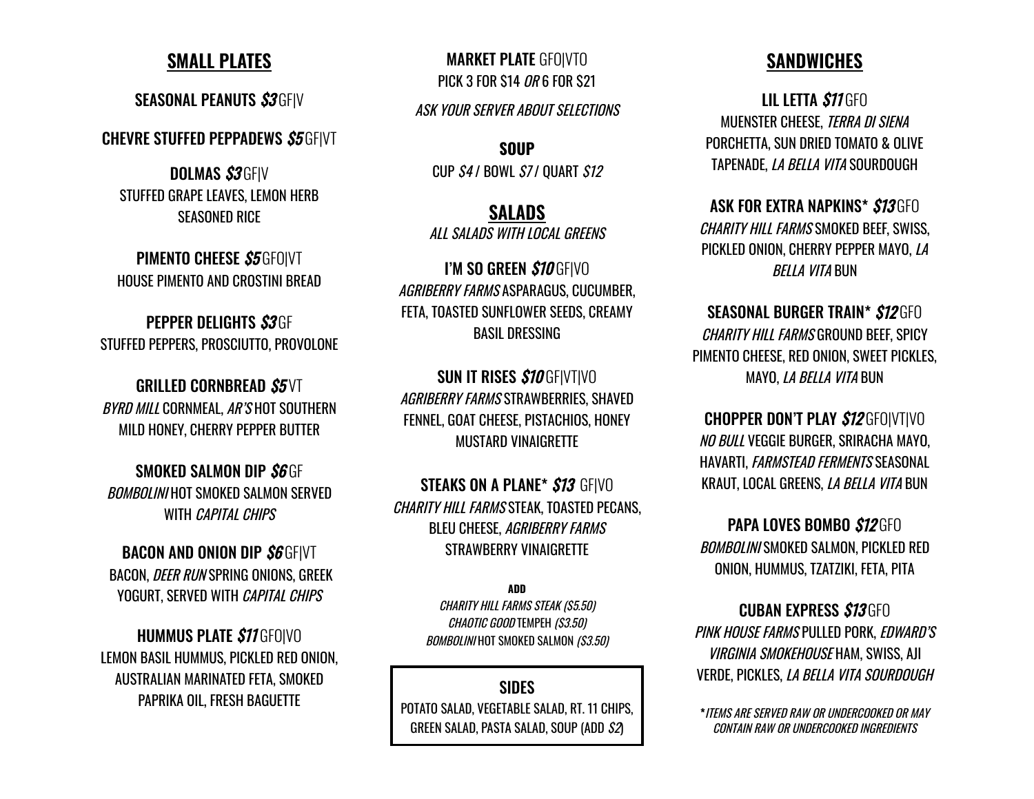## SMALL PLATES

**SEASONAL PEANUTS** ***$3*** GF|V

**CHEVRE STUFFED PEPPADEWS** ***$5*** GF|VT

**DOLMAS** ***$3*** GF|V
STUFFED GRAPE LEAVES, LEMON HERB SEASONED RICE

**PIMENTO CHEESE** ***$5*** GFO|VT
HOUSE PIMENTO AND CROSTINI BREAD

**PEPPER DELIGHTS** ***$3*** GF
STUFFED PEPPERS, PROSCIUTTO, PROVOLONE

**GRILLED CORNBREAD** ***$5*** VT
*BYRD MILL* CORNMEAL, *AR'S* HOT SOUTHERN MILD HONEY, CHERRY PEPPER BUTTER

**SMOKED SALMON DIP** ***$6*** GF
*BOMBOLINI* HOT SMOKED SALMON SERVED WITH *CAPITAL CHIPS*

**BACON AND ONION DIP** ***$6*** GF|VT
BACON, *DEER RUN* SPRING ONIONS, GREEK YOGURT, SERVED WITH *CAPITAL CHIPS*

**HUMMUS PLATE** ***$11*** GFO|VO
LEMON BASIL HUMMUS, PICKLED RED ONION, AUSTRALIAN MARINATED FETA, SMOKED PAPRIKA OIL, FRESH BAGUETTE

**MARKET PLATE** GFO|VTO
PICK 3 FOR $14 *OR* 6 FOR $21
*ASK YOUR SERVER ABOUT SELECTIONS*

**SOUP**
CUP *$4* / BOWL *$7* / QUART *$12*

## SALADS

*ALL SALADS WITH LOCAL GREENS*

**I'M SO GREEN** ***$10*** GF|VO
*AGRIBERRY FARMS* ASPARAGUS, CUCUMBER, FETA, TOASTED SUNFLOWER SEEDS, CREAMY BASIL DRESSING

**SUN IT RISES** ***$10*** GF|VT|VO
*AGRIBERRY FARMS* STRAWBERRIES, SHAVED FENNEL, GOAT CHEESE, PISTACHIOS, HONEY MUSTARD VINAIGRETTE

**STEAKS ON A PLANE*** ***$13*** GF|VO
*CHARITY HILL FARMS* STEAK, TOASTED PECANS, BLEU CHEESE, *AGRIBERRY FARMS* STRAWBERRY VINAIGRETTE

**ADD**
*CHARITY HILL FARMS STEAK ($5.50)*
*CHAOTIC GOOD* TEMPEH *($3.50)*
*BOMBOLINI* HOT SMOKED SALMON *($3.50)*

**SIDES**
POTATO SALAD, VEGETABLE SALAD, RT. 11 CHIPS, GREEN SALAD, PASTA SALAD, SOUP (ADD *$2*)

## SANDWICHES

**LIL LETTA** ***$11*** GFO
MUENSTER CHEESE, *TERRA DI SIENA* PORCHETTA, SUN DRIED TOMATO & OLIVE TAPENADE, *LA BELLA VITA* SOURDOUGH

**ASK FOR EXTRA NAPKINS*** ***$13*** GFO
*CHARITY HILL FARMS* SMOKED BEEF, SWISS, PICKLED ONION, CHERRY PEPPER MAYO, *LA BELLA VITA* BUN

**SEASONAL BURGER TRAIN*** ***$12*** GFO
*CHARITY HILL FARMS* GROUND BEEF, SPICY PIMENTO CHEESE, RED ONION, SWEET PICKLES, MAYO, *LA BELLA VITA* BUN

**CHOPPER DON'T PLAY** ***$12*** GFO|VT|VO
*NO BULL* VEGGIE BURGER, SRIRACHA MAYO, HAVARTI, *FARMSTEAD FERMENTS* SEASONAL KRAUT, LOCAL GREENS, *LA BELLA VITA* BUN

**PAPA LOVES BOMBO** ***$12*** GFO
*BOMBOLINI* SMOKED SALMON, PICKLED RED ONION, HUMMUS, TZATZIKI, FETA, PITA

**CUBAN EXPRESS** ***$13*** GFO
*PINK HOUSE FARMS* PULLED PORK, *EDWARD'S VIRGINIA SMOKEHOUSE* HAM, SWISS, AJI VERDE, PICKLES, *LA BELLA VITA SOURDOUGH*

**ITEMS ARE SERVED RAW OR UNDERCOOKED OR MAY CONTAIN RAW OR UNDERCOOKED INGREDIENTS*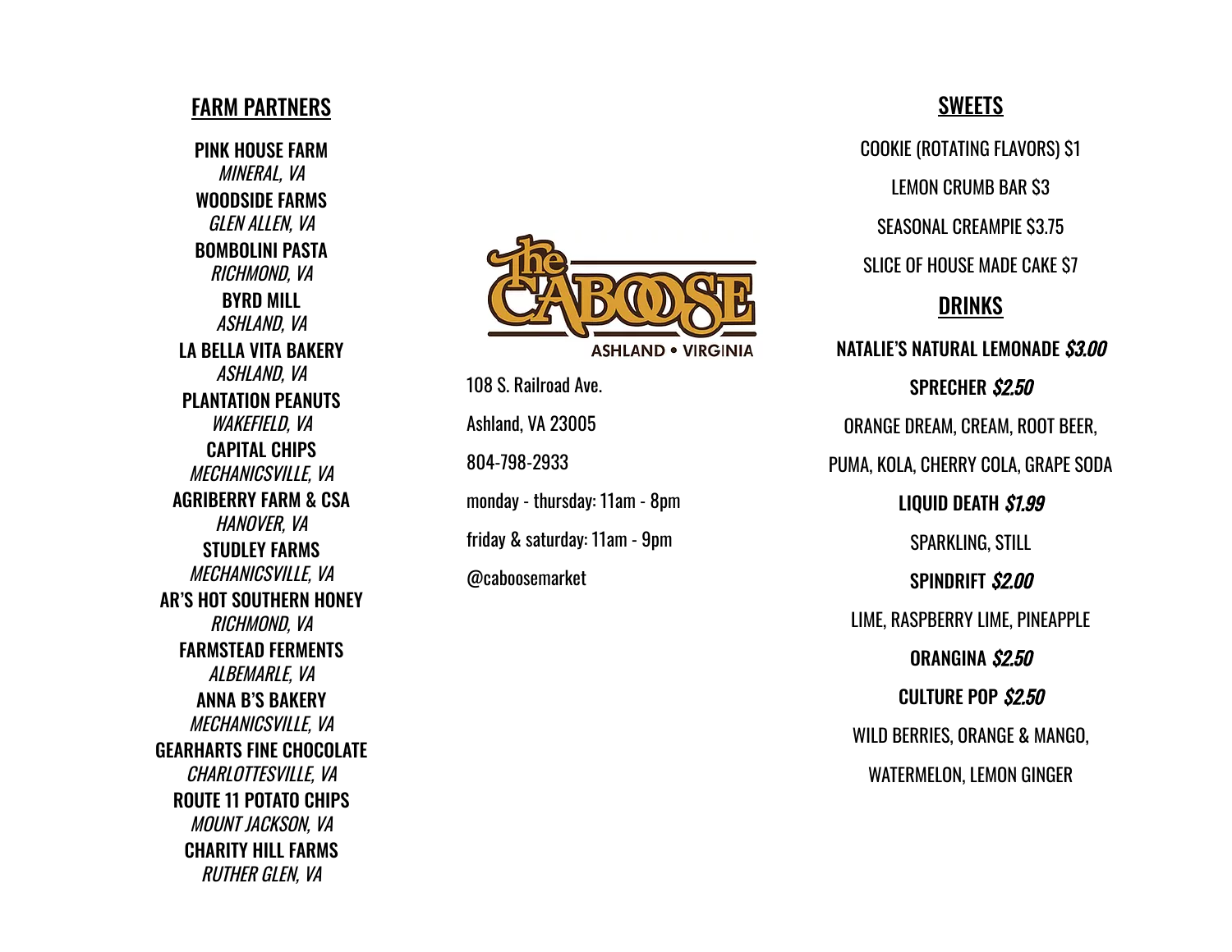## FARM PARTNERS

**PINK HOUSE FARM**
*MINERAL, VA*

**WOODSIDE FARMS**
*GLEN ALLEN, VA*

**BOMBOLINI PASTA**
*RICHMOND, VA*

**BYRD MILL**
*ASHLAND, VA*

**LA BELLA VITA BAKERY**
*ASHLAND, VA*

**PLANTATION PEANUTS**
*WAKEFIELD, VA*

**CAPITAL CHIPS**
*MECHANICSVILLE, VA*

**AGRIBERRY FARM & CSA**
*HANOVER, VA*

**STUDLEY FARMS**
*MECHANICSVILLE, VA*

**AR'S HOT SOUTHERN HONEY**
*RICHMOND, VA*

**FARMSTEAD FERMENTS**
*ALBEMARLE, VA*

**ANNA B'S BAKERY**
*MECHANICSVILLE, VA*

**GEARHARTS FINE CHOCOLATE**
*CHARLOTTESVILLE, VA*

**ROUTE 11 POTATO CHIPS**
*MOUNT JACKSON, VA*

**CHARITY HILL FARMS**
*RUTHER GLEN, VA*

The Caboose

ASHLAND • VIRGINIA

108 S. Railroad Ave.

Ashland, VA 23005

804-798-2933

monday - thursday: 11am - 8pm

friday & saturday: 11am - 9pm

@caboosemarket

## SWEETS

COOKIE (ROTATING FLAVORS) $1

LEMON CRUMB BAR $3

SEASONAL CREAMPIE $3.75

SLICE OF HOUSE MADE CAKE $7

## DRINKS

**NATALIE'S NATURAL LEMONADE *$3.00***

**SPRECHER *$2.50***

ORANGE DREAM, CREAM, ROOT BEER,

PUMA, KOLA, CHERRY COLA, GRAPE SODA

**LIQUID DEATH *$1.99***

SPARKLING, STILL

**SPINDRIFT *$2.00***

LIME, RASPBERRY LIME, PINEAPPLE

**ORANGINA *$2.50***

**CULTURE POP *$2.50***

WILD BERRIES, ORANGE & MANGO,

WATERMELON, LEMON GINGER